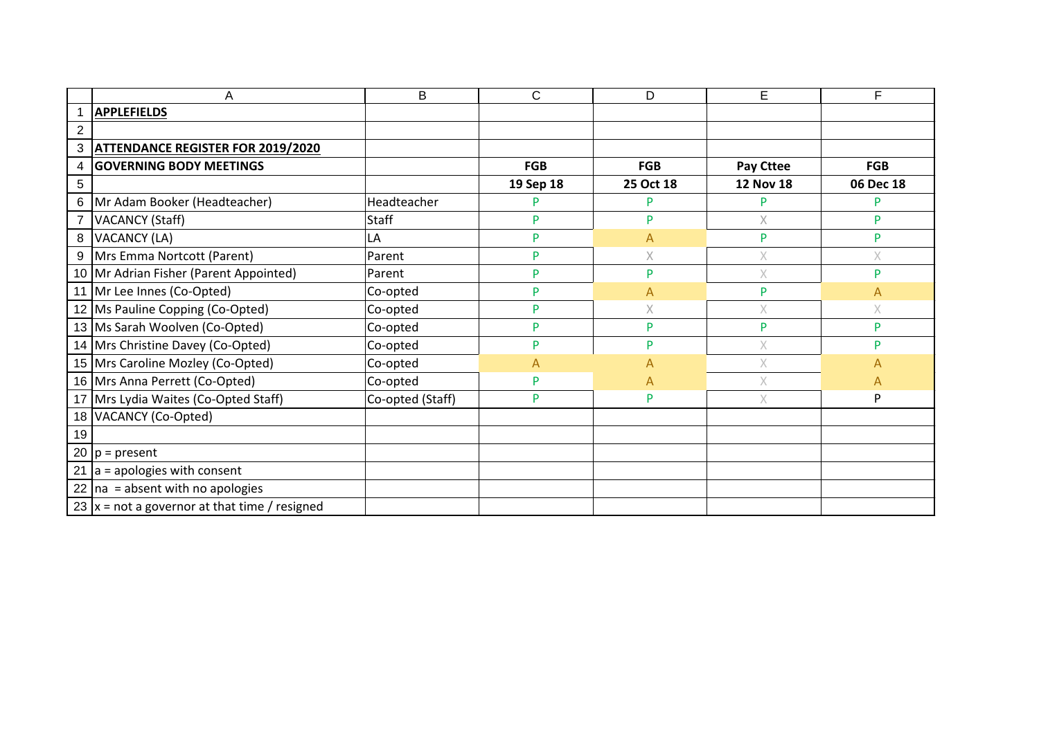| APPLEFIELDS | | | | | |
|---|---|---|---|---|---|
| | | | | | |
| ATTENDANCE REGISTER FOR 2019/2020 | | | | | |
| GOVERNING BODY MEETINGS | | FGB | FGB | Pay Cttee | FGB |
| | | 19 Sep 18 | 25 Oct 18 | 12 Nov 18 | 06 Dec 18 |
| Mr Adam Booker (Headteacher) | Headteacher | P | P | P | P |
| VACANCY (Staff) | Staff | P | P | X | P |
| VACANCY (LA) | LA | P | A | P | P |
| Mrs Emma Nortcott (Parent) | Parent | P | X | X | X |
| Mr Adrian Fisher (Parent Appointed) | Parent | P | P | X | P |
| Mr Lee Innes (Co-Opted) | Co-opted | P | A | P | A |
| Ms Pauline Copping (Co-Opted) | Co-opted | P | X | X | X |
| Ms Sarah Woolven (Co-Opted) | Co-opted | P | P | P | P |
| Mrs Christine Davey (Co-Opted) | Co-opted | P | P | X | P |
| Mrs Caroline Mozley (Co-Opted) | Co-opted | A | A | X | A |
| Mrs Anna Perrett (Co-Opted) | Co-opted | P | A | X | A |
| Mrs Lydia Waites (Co-Opted Staff) | Co-opted (Staff) | P | P | X | P |
| VACANCY (Co-Opted) | | | | | |
| | | | | | |
| p = present | | | | | |
| a = apologies with consent | | | | | |
| na = absent with no apologies | | | | | |
| x = not a governor at that time / resigned | | | | | |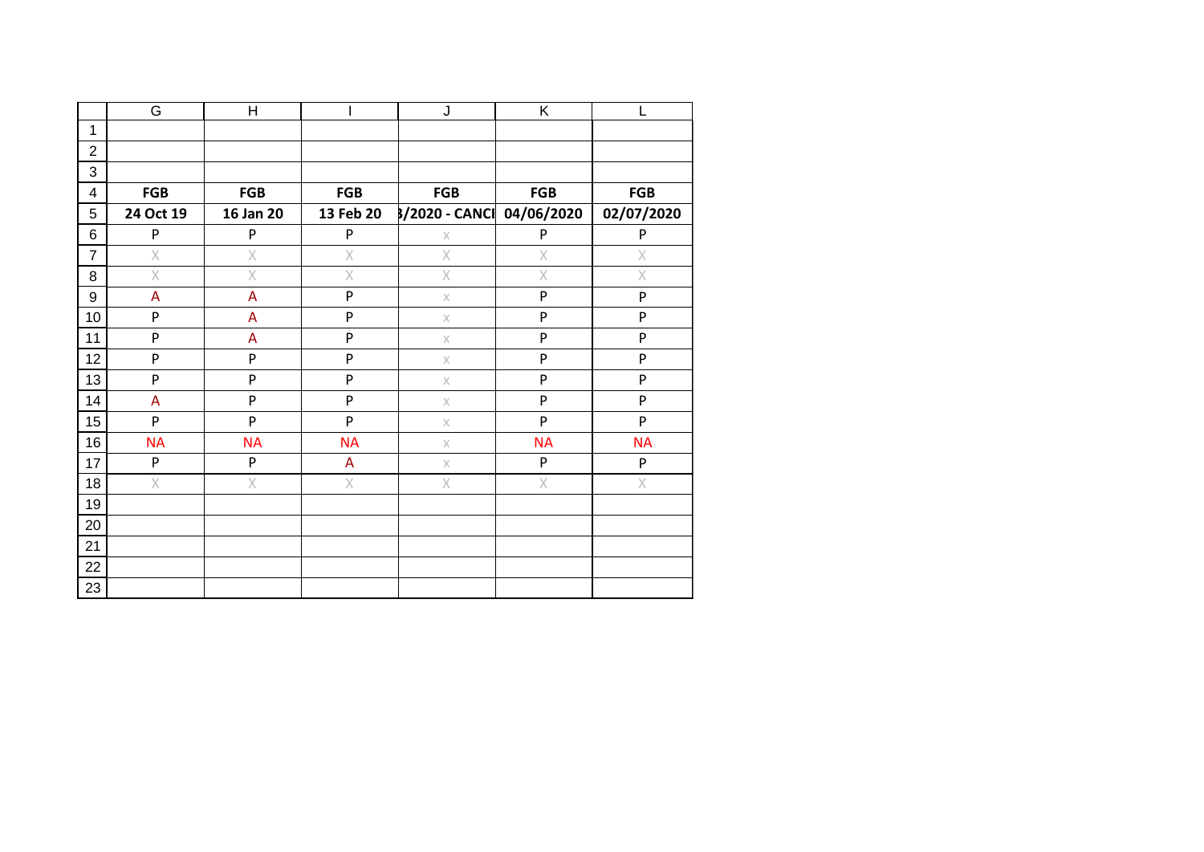| | G | H | I | J | K | L |
|---|---|---|---|---|---|---|
| 1 | | | | | | |
| 2 | | | | | | |
| 3 | | | | | | |
| 4 | **FGB** | **FGB** | **FGB** | **FGB** | **FGB** | **FGB** |
| 5 | **24 Oct 19** | **16 Jan 20** | **13 Feb 20** | **3/2020 - CANCI** | **04/06/2020** | **02/07/2020** |
| 6 | P | P | P | x | P | P |
| 7 | X | X | X | X | X | X |
| 8 | X | X | X | X | X | X |
| 9 | A | A | P | x | P | P |
| 10 | P | A | P | x | P | P |
| 11 | P | A | P | x | P | P |
| 12 | P | P | P | x | P | P |
| 13 | P | P | P | x | P | P |
| 14 | A | P | P | x | P | P |
| 15 | P | P | P | x | P | P |
| 16 | NA | NA | NA | x | NA | NA |
| 17 | P | P | A | x | P | P |
| 18 | X | X | X | X | X | X |
| 19 | | | | | | |
| 20 | | | | | | |
| 21 | | | | | | |
| 22 | | | | | | |
| 23 | | | | | | |